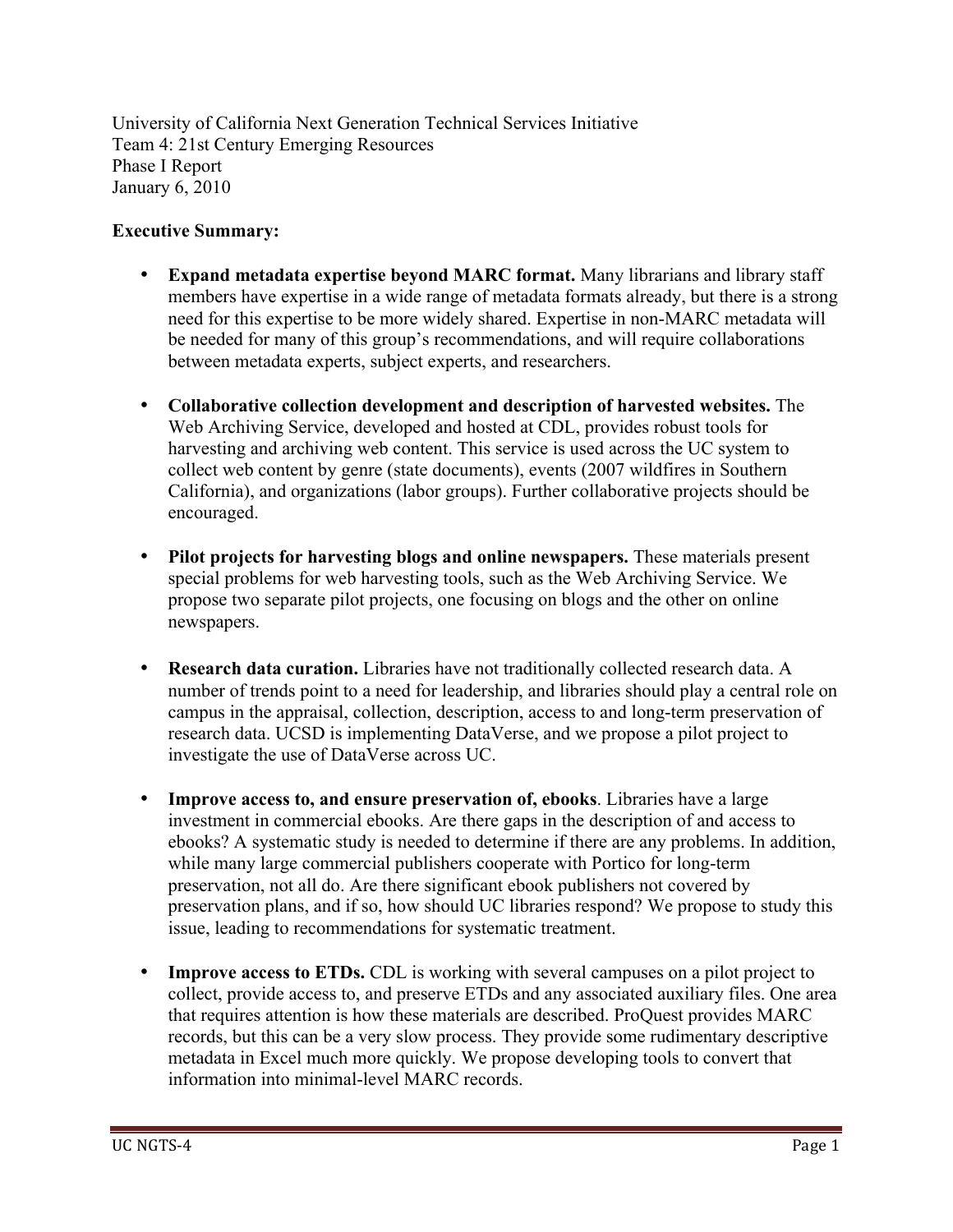University of California Next Generation Technical Services Initiative
Team 4: 21st Century Emerging Resources
Phase I Report
January 6, 2010

**Executive Summary:**

- **Expand metadata expertise beyond MARC format.** Many librarians and library staff members have expertise in a wide range of metadata formats already, but there is a strong need for this expertise to be more widely shared. Expertise in non-MARC metadata will be needed for many of this group's recommendations, and will require collaborations between metadata experts, subject experts, and researchers.

- **Collaborative collection development and description of harvested websites.** The Web Archiving Service, developed and hosted at CDL, provides robust tools for harvesting and archiving web content. This service is used across the UC system to collect web content by genre (state documents), events (2007 wildfires in Southern California), and organizations (labor groups). Further collaborative projects should be encouraged.

- **Pilot projects for harvesting blogs and online newspapers.** These materials present special problems for web harvesting tools, such as the Web Archiving Service. We propose two separate pilot projects, one focusing on blogs and the other on online newspapers.

- **Research data curation.** Libraries have not traditionally collected research data. A number of trends point to a need for leadership, and libraries should play a central role on campus in the appraisal, collection, description, access to and long-term preservation of research data. UCSD is implementing DataVerse, and we propose a pilot project to investigate the use of DataVerse across UC.

- **Improve access to, and ensure preservation of, ebooks**. Libraries have a large investment in commercial ebooks. Are there gaps in the description of and access to ebooks? A systematic study is needed to determine if there are any problems. In addition, while many large commercial publishers cooperate with Portico for long-term preservation, not all do. Are there significant ebook publishers not covered by preservation plans, and if so, how should UC libraries respond? We propose to study this issue, leading to recommendations for systematic treatment.

- **Improve access to ETDs.** CDL is working with several campuses on a pilot project to collect, provide access to, and preserve ETDs and any associated auxiliary files. One area that requires attention is how these materials are described. ProQuest provides MARC records, but this can be a very slow process. They provide some rudimentary descriptive metadata in Excel much more quickly. We propose developing tools to convert that information into minimal-level MARC records.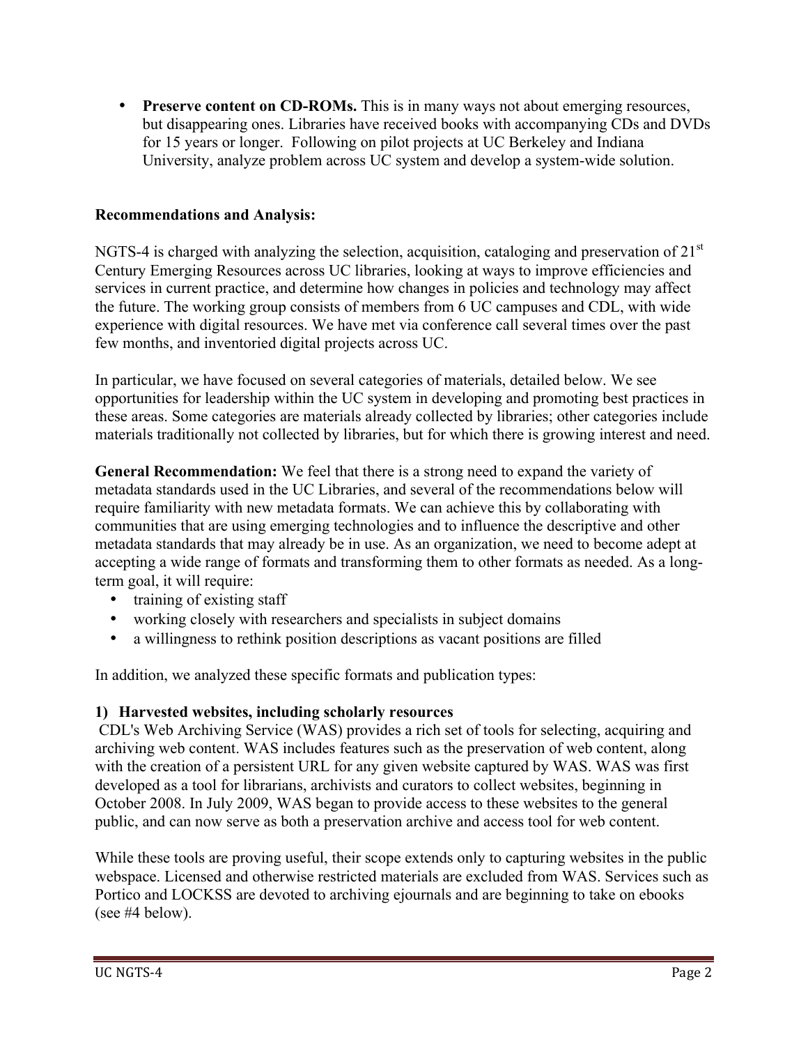- **Preserve content on CD-ROMs.** This is in many ways not about emerging resources, but disappearing ones. Libraries have received books with accompanying CDs and DVDs for 15 years or longer. Following on pilot projects at UC Berkeley and Indiana University, analyze problem across UC system and develop a system-wide solution.

**Recommendations and Analysis:**

NGTS-4 is charged with analyzing the selection, acquisition, cataloging and preservation of 21st Century Emerging Resources across UC libraries, looking at ways to improve efficiencies and services in current practice, and determine how changes in policies and technology may affect the future. The working group consists of members from 6 UC campuses and CDL, with wide experience with digital resources. We have met via conference call several times over the past few months, and inventoried digital projects across UC.

In particular, we have focused on several categories of materials, detailed below. We see opportunities for leadership within the UC system in developing and promoting best practices in these areas. Some categories are materials already collected by libraries; other categories include materials traditionally not collected by libraries, but for which there is growing interest and need.

**General Recommendation:** We feel that there is a strong need to expand the variety of metadata standards used in the UC Libraries, and several of the recommendations below will require familiarity with new metadata formats. We can achieve this by collaborating with communities that are using emerging technologies and to influence the descriptive and other metadata standards that may already be in use. As an organization, we need to become adept at accepting a wide range of formats and transforming them to other formats as needed. As a long-term goal, it will require:

- training of existing staff
- working closely with researchers and specialists in subject domains
- a willingness to rethink position descriptions as vacant positions are filled

In addition, we analyzed these specific formats and publication types:

**1) Harvested websites, including scholarly resources**

CDL's Web Archiving Service (WAS) provides a rich set of tools for selecting, acquiring and archiving web content. WAS includes features such as the preservation of web content, along with the creation of a persistent URL for any given website captured by WAS. WAS was first developed as a tool for librarians, archivists and curators to collect websites, beginning in October 2008. In July 2009, WAS began to provide access to these websites to the general public, and can now serve as both a preservation archive and access tool for web content.

While these tools are proving useful, their scope extends only to capturing websites in the public webspace. Licensed and otherwise restricted materials are excluded from WAS. Services such as Portico and LOCKSS are devoted to archiving ejournals and are beginning to take on ebooks (see #4 below).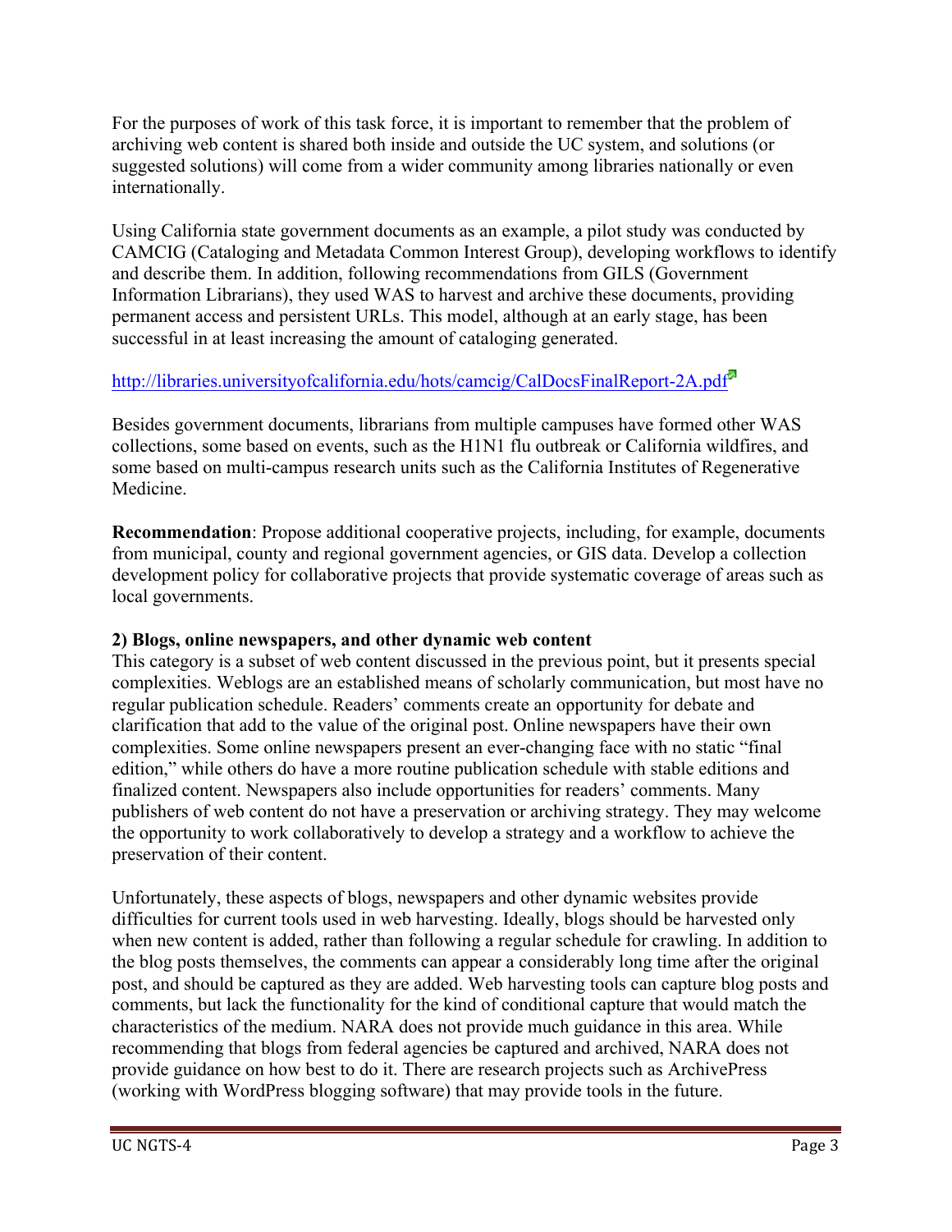For the purposes of work of this task force, it is important to remember that the problem of archiving web content is shared both inside and outside the UC system, and solutions (or suggested solutions) will come from a wider community among libraries nationally or even internationally.

Using California state government documents as an example, a pilot study was conducted by CAMCIG (Cataloging and Metadata Common Interest Group), developing workflows to identify and describe them. In addition, following recommendations from GILS (Government Information Librarians), they used WAS to harvest and archive these documents, providing permanent access and persistent URLs. This model, although at an early stage, has been successful in at least increasing the amount of cataloging generated.

http://libraries.universityofcalifornia.edu/hots/camcig/CalDocsFinalReport-2A.pdf

Besides government documents, librarians from multiple campuses have formed other WAS collections, some based on events, such as the H1N1 flu outbreak or California wildfires, and some based on multi-campus research units such as the California Institutes of Regenerative Medicine.

**Recommendation**: Propose additional cooperative projects, including, for example, documents from municipal, county and regional government agencies, or GIS data. Develop a collection development policy for collaborative projects that provide systematic coverage of areas such as local governments.

**2) Blogs, online newspapers, and other dynamic web content**

This category is a subset of web content discussed in the previous point, but it presents special complexities. Weblogs are an established means of scholarly communication, but most have no regular publication schedule. Readers' comments create an opportunity for debate and clarification that add to the value of the original post. Online newspapers have their own complexities. Some online newspapers present an ever-changing face with no static "final edition," while others do have a more routine publication schedule with stable editions and finalized content. Newspapers also include opportunities for readers' comments. Many publishers of web content do not have a preservation or archiving strategy. They may welcome the opportunity to work collaboratively to develop a strategy and a workflow to achieve the preservation of their content.

Unfortunately, these aspects of blogs, newspapers and other dynamic websites provide difficulties for current tools used in web harvesting. Ideally, blogs should be harvested only when new content is added, rather than following a regular schedule for crawling. In addition to the blog posts themselves, the comments can appear a considerably long time after the original post, and should be captured as they are added. Web harvesting tools can capture blog posts and comments, but lack the functionality for the kind of conditional capture that would match the characteristics of the medium. NARA does not provide much guidance in this area. While recommending that blogs from federal agencies be captured and archived, NARA does not provide guidance on how best to do it. There are research projects such as ArchivePress (working with WordPress blogging software) that may provide tools in the future.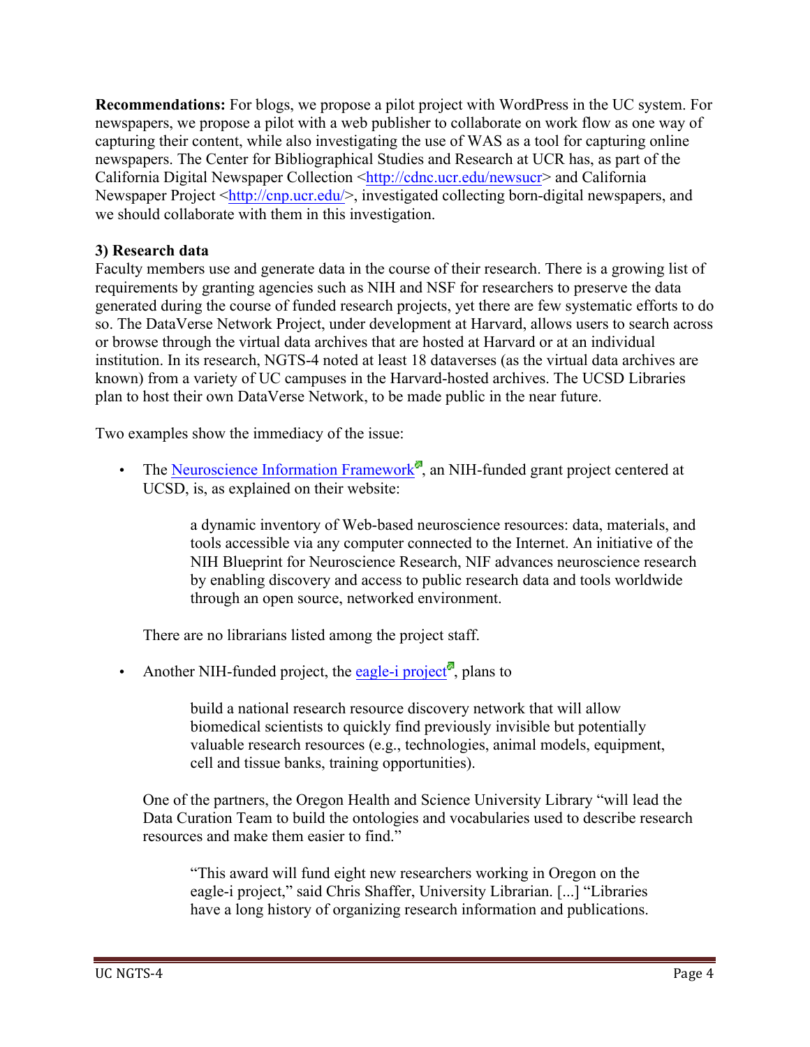**Recommendations:** For blogs, we propose a pilot project with WordPress in the UC system. For newspapers, we propose a pilot with a web publisher to collaborate on work flow as one way of capturing their content, while also investigating the use of WAS as a tool for capturing online newspapers. The Center for Bibliographical Studies and Research at UCR has, as part of the California Digital Newspaper Collection <http://cdnc.ucr.edu/newsucr> and California Newspaper Project <http://cnp.ucr.edu/>, investigated collecting born-digital newspapers, and we should collaborate with them in this investigation.

### 3) Research data

Faculty members use and generate data in the course of their research. There is a growing list of requirements by granting agencies such as NIH and NSF for researchers to preserve the data generated during the course of funded research projects, yet there are few systematic efforts to do so. The DataVerse Network Project, under development at Harvard, allows users to search across or browse through the virtual data archives that are hosted at Harvard or at an individual institution. In its research, NGTS-4 noted at least 18 dataverses (as the virtual data archives are known) from a variety of UC campuses in the Harvard-hosted archives. The UCSD Libraries plan to host their own DataVerse Network, to be made public in the near future.

Two examples show the immediacy of the issue:

- The Neuroscience Information Framework, an NIH-funded grant project centered at UCSD, is, as explained on their website:

  > a dynamic inventory of Web-based neuroscience resources: data, materials, and tools accessible via any computer connected to the Internet. An initiative of the NIH Blueprint for Neuroscience Research, NIF advances neuroscience research by enabling discovery and access to public research data and tools worldwide through an open source, networked environment.

  There are no librarians listed among the project staff.

- Another NIH-funded project, the eagle-i project, plans to

  > build a national research resource discovery network that will allow biomedical scientists to quickly find previously invisible but potentially valuable research resources (e.g., technologies, animal models, equipment, cell and tissue banks, training opportunities).

  One of the partners, the Oregon Health and Science University Library "will lead the Data Curation Team to build the ontologies and vocabularies used to describe research resources and make them easier to find."

  > "This award will fund eight new researchers working in Oregon on the eagle-i project," said Chris Shaffer, University Librarian. [...] "Libraries have a long history of organizing research information and publications.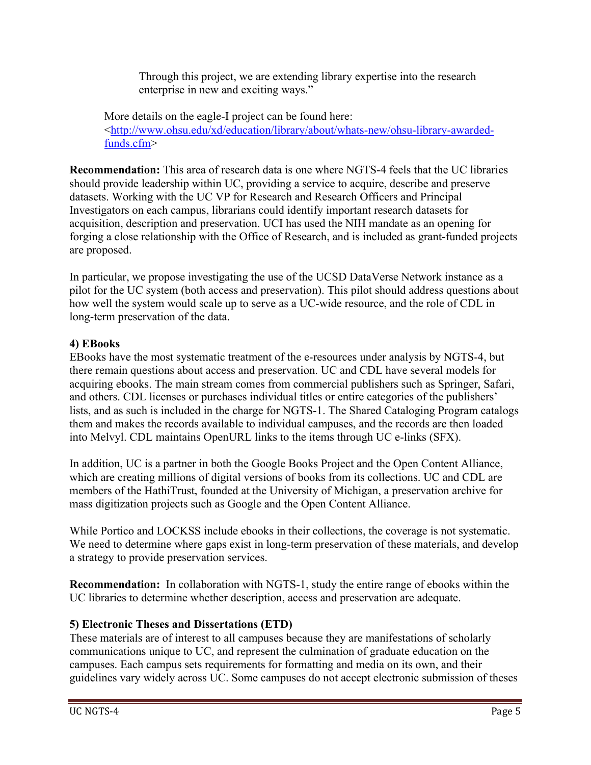> Through this project, we are extending library expertise into the research enterprise in new and exciting ways."

More details on the eagle-I project can be found here: <http://www.ohsu.edu/xd/education/library/about/whats-new/ohsu-library-awarded-funds.cfm>

**Recommendation:** This area of research data is one where NGTS-4 feels that the UC libraries should provide leadership within UC, providing a service to acquire, describe and preserve datasets. Working with the UC VP for Research and Research Officers and Principal Investigators on each campus, librarians could identify important research datasets for acquisition, description and preservation. UCI has used the NIH mandate as an opening for forging a close relationship with the Office of Research, and is included as grant-funded projects are proposed.

In particular, we propose investigating the use of the UCSD DataVerse Network instance as a pilot for the UC system (both access and preservation). This pilot should address questions about how well the system would scale up to serve as a UC-wide resource, and the role of CDL in long-term preservation of the data.

**4) EBooks**

EBooks have the most systematic treatment of the e-resources under analysis by NGTS-4, but there remain questions about access and preservation. UC and CDL have several models for acquiring ebooks. The main stream comes from commercial publishers such as Springer, Safari, and others. CDL licenses or purchases individual titles or entire categories of the publishers' lists, and as such is included in the charge for NGTS-1. The Shared Cataloging Program catalogs them and makes the records available to individual campuses, and the records are then loaded into Melvyl. CDL maintains OpenURL links to the items through UC e-links (SFX).

In addition, UC is a partner in both the Google Books Project and the Open Content Alliance, which are creating millions of digital versions of books from its collections. UC and CDL are members of the HathiTrust, founded at the University of Michigan, a preservation archive for mass digitization projects such as Google and the Open Content Alliance.

While Portico and LOCKSS include ebooks in their collections, the coverage is not systematic. We need to determine where gaps exist in long-term preservation of these materials, and develop a strategy to provide preservation services.

**Recommendation:** In collaboration with NGTS-1, study the entire range of ebooks within the UC libraries to determine whether description, access and preservation are adequate.

**5) Electronic Theses and Dissertations (ETD)**

These materials are of interest to all campuses because they are manifestations of scholarly communications unique to UC, and represent the culmination of graduate education on the campuses. Each campus sets requirements for formatting and media on its own, and their guidelines vary widely across UC. Some campuses do not accept electronic submission of theses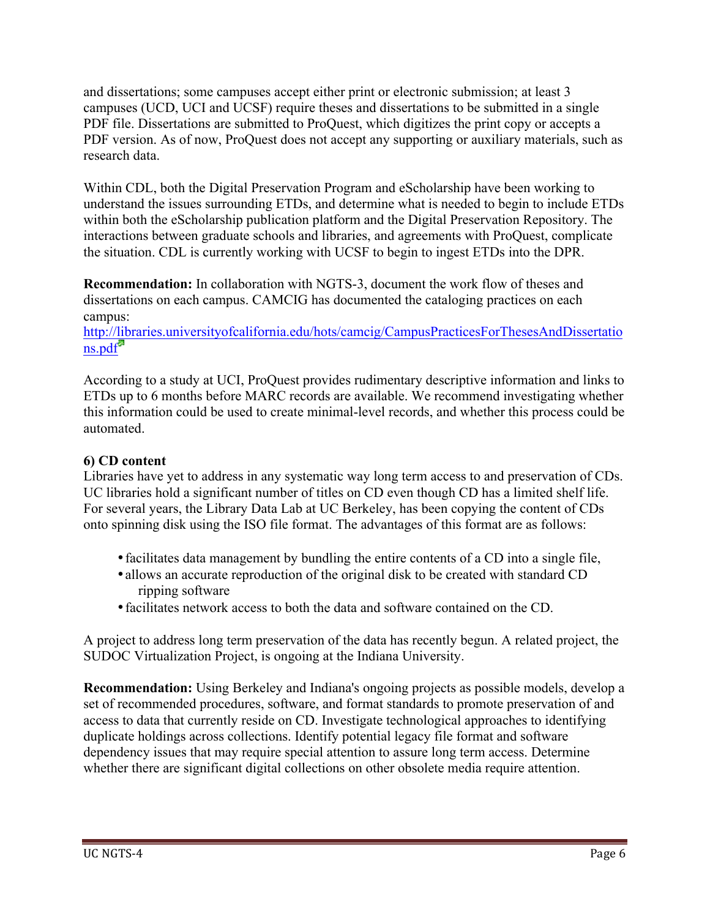and dissertations; some campuses accept either print or electronic submission; at least 3 campuses (UCD, UCI and UCSF) require theses and dissertations to be submitted in a single PDF file. Dissertations are submitted to ProQuest, which digitizes the print copy or accepts a PDF version. As of now, ProQuest does not accept any supporting or auxiliary materials, such as research data.

Within CDL, both the Digital Preservation Program and eScholarship have been working to understand the issues surrounding ETDs, and determine what is needed to begin to include ETDs within both the eScholarship publication platform and the Digital Preservation Repository. The interactions between graduate schools and libraries, and agreements with ProQuest, complicate the situation. CDL is currently working with UCSF to begin to ingest ETDs into the DPR.

**Recommendation:** In collaboration with NGTS-3, document the work flow of theses and dissertations on each campus. CAMCIG has documented the cataloging practices on each campus:
[http://libraries.universityofcalifornia.edu/hots/camcig/CampusPracticesForThesesAndDissertations.pdf](http://libraries.universityofcalifornia.edu/hots/camcig/CampusPracticesForThesesAndDissertations.pdf)

According to a study at UCI, ProQuest provides rudimentary descriptive information and links to ETDs up to 6 months before MARC records are available. We recommend investigating whether this information could be used to create minimal-level records, and whether this process could be automated.

**6) CD content**

Libraries have yet to address in any systematic way long term access to and preservation of CDs. UC libraries hold a significant number of titles on CD even though CD has a limited shelf life. For several years, the Library Data Lab at UC Berkeley, has been copying the content of CDs onto spinning disk using the ISO file format. The advantages of this format are as follows:

- facilitates data management by bundling the entire contents of a CD into a single file,
- allows an accurate reproduction of the original disk to be created with standard CD ripping software
- facilitates network access to both the data and software contained on the CD.

A project to address long term preservation of the data has recently begun. A related project, the SUDOC Virtualization Project, is ongoing at the Indiana University.

**Recommendation:** Using Berkeley and Indiana's ongoing projects as possible models, develop a set of recommended procedures, software, and format standards to promote preservation of and access to data that currently reside on CD. Investigate technological approaches to identifying duplicate holdings across collections. Identify potential legacy file format and software dependency issues that may require special attention to assure long term access. Determine whether there are significant digital collections on other obsolete media require attention.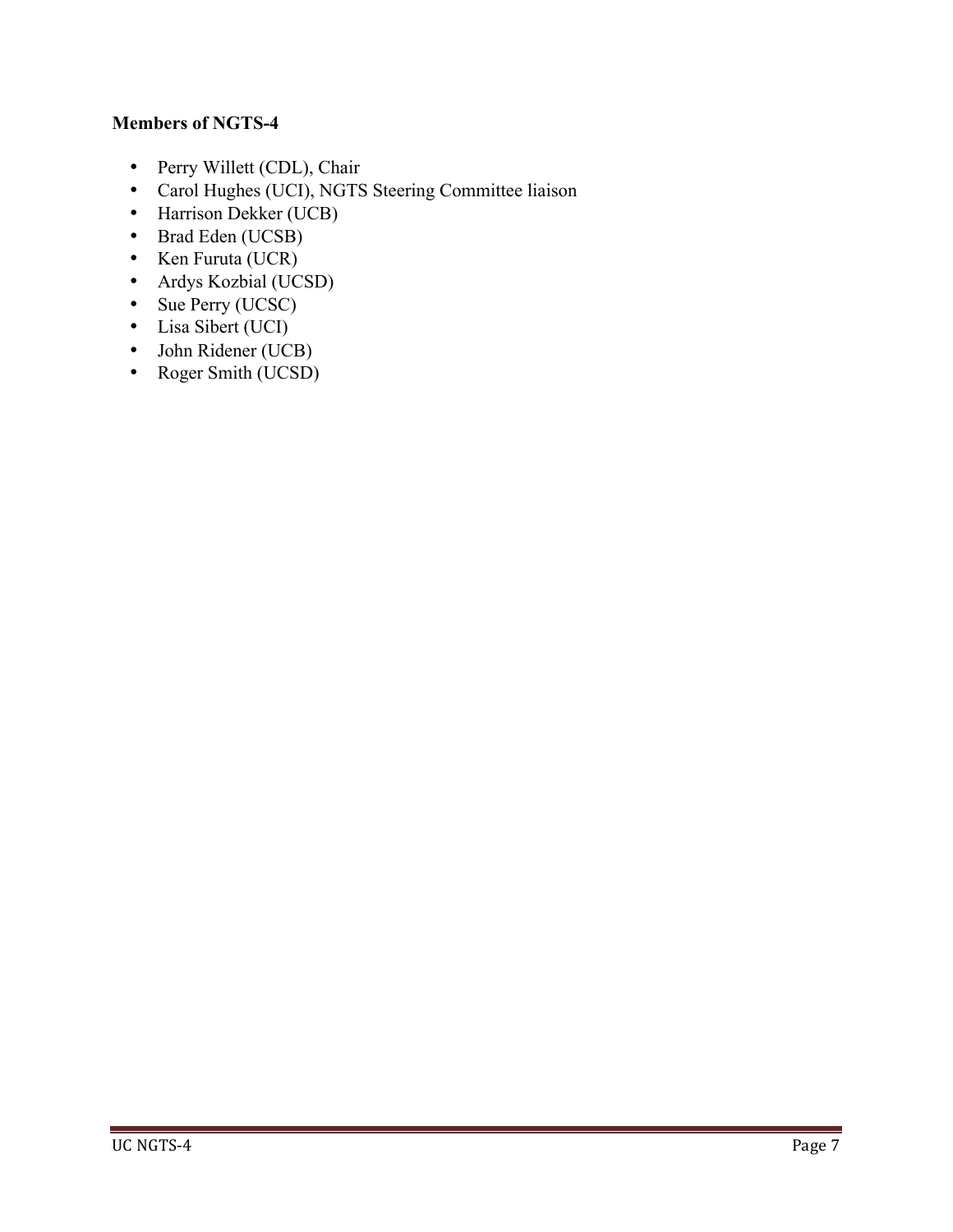**Members of NGTS-4**

- Perry Willett (CDL), Chair
- Carol Hughes (UCI), NGTS Steering Committee liaison
- Harrison Dekker (UCB)
- Brad Eden (UCSB)
- Ken Furuta (UCR)
- Ardys Kozbial (UCSD)
- Sue Perry (UCSC)
- Lisa Sibert (UCI)
- John Ridener (UCB)
- Roger Smith (UCSD)